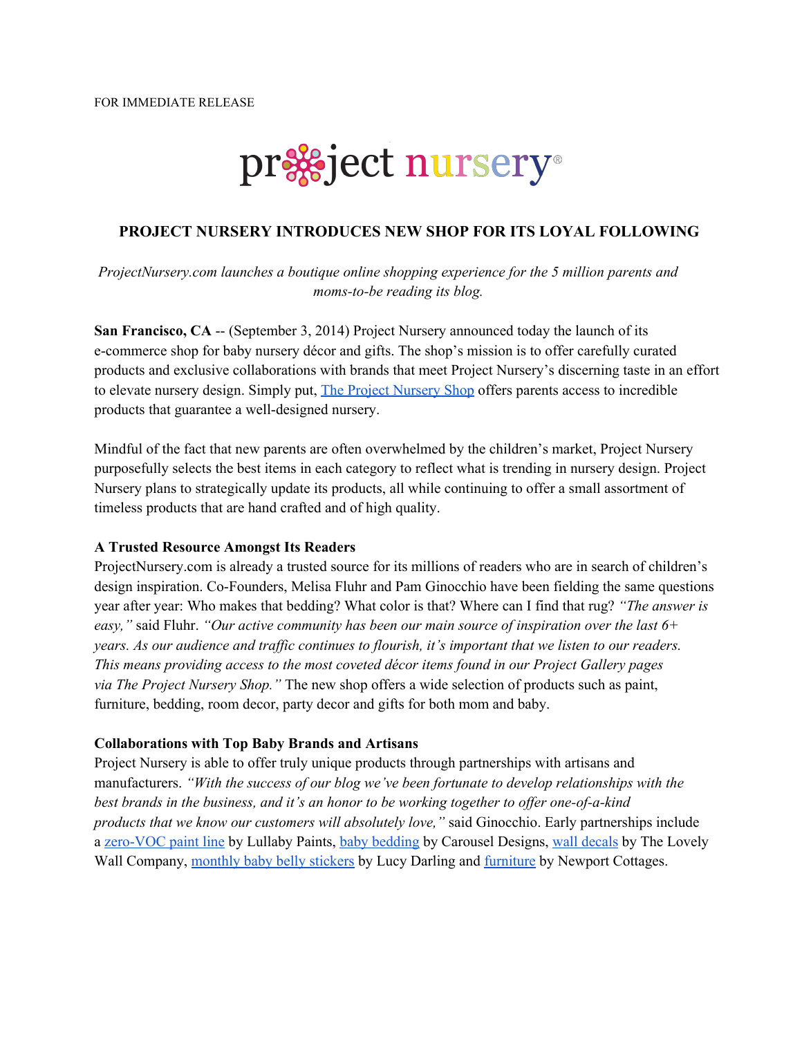FOR IMMEDIATE RELEASE

project nursery®

## PROJECT NURSERY INTRODUCES NEW SHOP FOR ITS LOYAL FOLLOWING

*ProjectNursery.com launches a boutique online shopping experience for the 5 million parents and moms-to-be reading its blog.*

**San Francisco, CA** -- (September 3, 2014) Project Nursery announced today the launch of its e-commerce shop for baby nursery décor and gifts. The shop's mission is to offer carefully curated products and exclusive collaborations with brands that meet Project Nursery's discerning taste in an effort to elevate nursery design. Simply put, The Project Nursery Shop offers parents access to incredible products that guarantee a well-designed nursery.

Mindful of the fact that new parents are often overwhelmed by the children's market, Project Nursery purposefully selects the best items in each category to reflect what is trending in nursery design. Project Nursery plans to strategically update its products, all while continuing to offer a small assortment of timeless products that are hand crafted and of high quality.

**A Trusted Resource Amongst Its Readers**

ProjectNursery.com is already a trusted source for its millions of readers who are in search of children's design inspiration. Co-Founders, Melisa Fluhr and Pam Ginocchio have been fielding the same questions year after year: Who makes that bedding? What color is that? Where can I find that rug? *"The answer is easy,"* said Fluhr. *"Our active community has been our main source of inspiration over the last 6+ years. As our audience and traffic continues to flourish, it's important that we listen to our readers. This means providing access to the most coveted décor items found in our Project Gallery pages via The Project Nursery Shop."* The new shop offers a wide selection of products such as paint, furniture, bedding, room decor, party decor and gifts for both mom and baby.

**Collaborations with Top Baby Brands and Artisans**

Project Nursery is able to offer truly unique products through partnerships with artisans and manufacturers. *"With the success of our blog we've been fortunate to develop relationships with the best brands in the business, and it's an honor to be working together to offer one-of-a-kind products that we know our customers will absolutely love,"* said Ginocchio. Early partnerships include a zero-VOC paint line by Lullaby Paints, baby bedding by Carousel Designs, wall decals by The Lovely Wall Company, monthly baby belly stickers by Lucy Darling and furniture by Newport Cottages.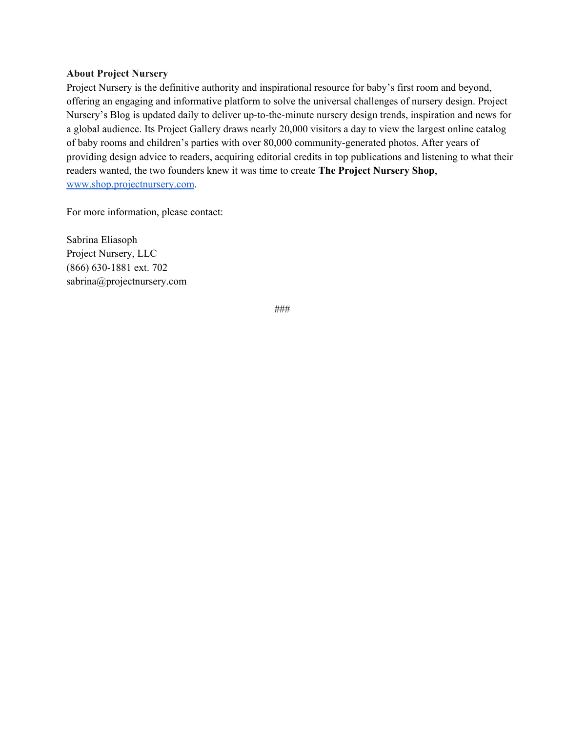**About Project Nursery**

Project Nursery is the definitive authority and inspirational resource for baby's first room and beyond, offering an engaging and informative platform to solve the universal challenges of nursery design. Project Nursery's Blog is updated daily to deliver up-to-the-minute nursery design trends, inspiration and news for a global audience. Its Project Gallery draws nearly 20,000 visitors a day to view the largest online catalog of baby rooms and children's parties with over 80,000 community-generated photos. After years of providing design advice to readers, acquiring editorial credits in top publications and listening to what their readers wanted, the two founders knew it was time to create **The Project Nursery Shop**, [www.shop.projectnursery.com](http://www.shop.projectnursery.com).

For more information, please contact:

Sabrina Eliasoph
Project Nursery, LLC
(866) 630-1881 ext. 702
sabrina@projectnursery.com

###